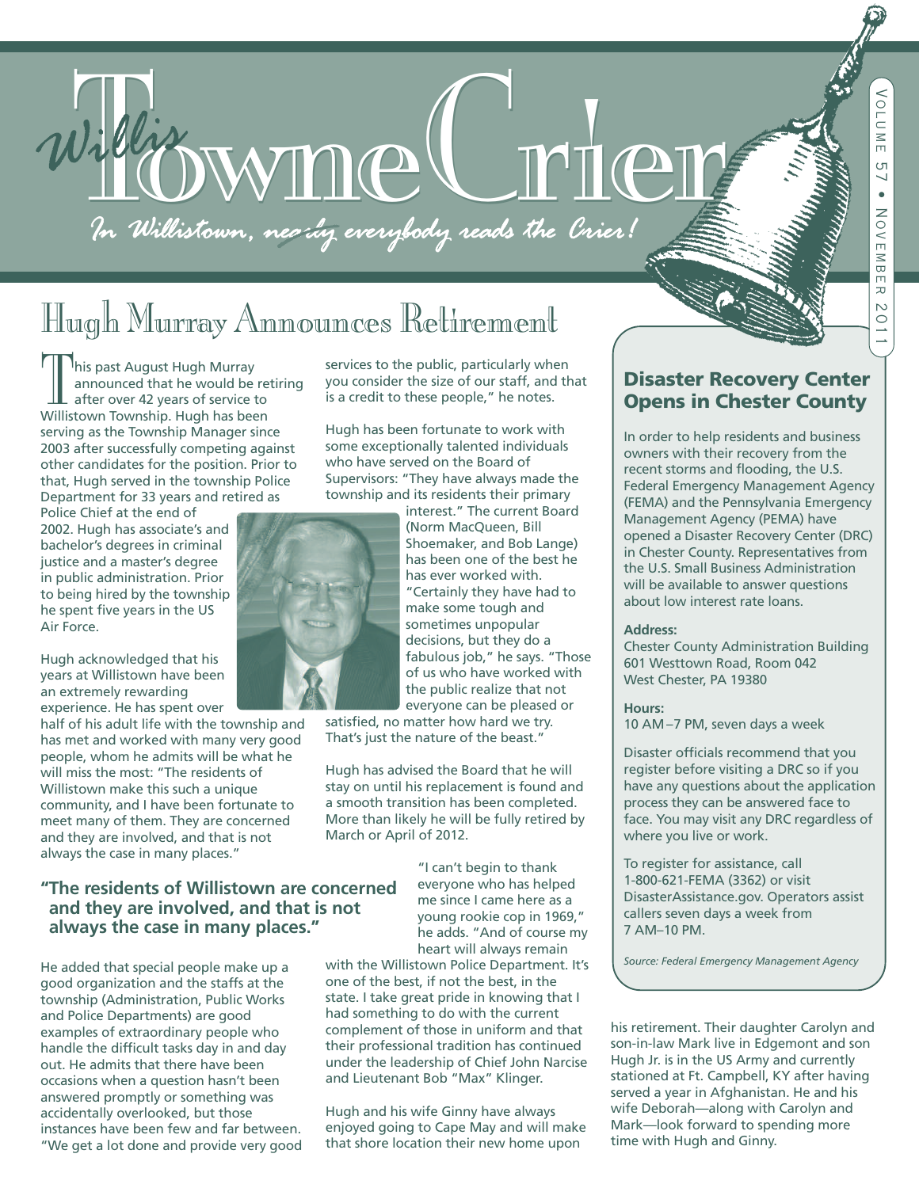# Willis Towne Crier

*In Willistown, nearly everybody reads the Crier!*

Volume 57 • November 2011

## Hugh Murray Announces Retirement

This past August Hugh Murray announced that he would be retiring after over 42 years of service to Willistown Township. Hugh has been serving as the Township Manager since 2003 after successfully competing against other candidates for the position. Prior to that, Hugh served in the township Police Department for 33 years and retired as Police Chief at the end of 2002. Hugh has associate's and bachelor's degrees in criminal justice and a master's degree in public administration. Prior to being hired by the township he spent five years in the US Air Force.

Hugh acknowledged that his years at Willistown have been an extremely rewarding experience. He has spent over half of his adult life with the township and has met and worked with many very good people, whom he admits will be what he will miss the most: "The residents of Willistown make this such a unique community, and I have been fortunate to meet many of them. They are concerned and they are involved, and that is not always the case in many places."

**"The residents of Willistown are concerned and they are involved, and that is not always the case in many places."**

He added that special people make up a good organization and the staffs at the township (Administration, Public Works and Police Departments) are good examples of extraordinary people who handle the difficult tasks day in and day out. He admits that there have been occasions when a question hasn't been answered promptly or something was accidentally overlooked, but those instances have been few and far between. "We get a lot done and provide very good services to the public, particularly when you consider the size of our staff, and that is a credit to these people," he notes.

Hugh has been fortunate to work with some exceptionally talented individuals who have served on the Board of Supervisors: "They have always made the township and its residents their primary interest." The current Board (Norm MacQueen, Bill Shoemaker, and Bob Lange) has been one of the best he has ever worked with. "Certainly they have had to make some tough and sometimes unpopular decisions, but they do a fabulous job," he says. "Those of us who have worked with the public realize that not everyone can be pleased or satisfied, no matter how hard we try. That's just the nature of the beast."

Hugh has advised the Board that he will stay on until his replacement is found and a smooth transition has been completed. More than likely he will be fully retired by March or April of 2012.

"I can't begin to thank everyone who has helped me since I came here as a young rookie cop in 1969," he adds. "And of course my heart will always remain with the Willistown Police Department. It's one of the best, if not the best, in the state. I take great pride in knowing that I had something to do with the current complement of those in uniform and that their professional tradition has continued under the leadership of Chief John Narcise and Lieutenant Bob "Max" Klinger.

Hugh and his wife Ginny have always enjoyed going to Cape May and will make that shore location their new home upon his retirement. Their daughter Carolyn and son-in-law Mark live in Edgemont and son Hugh Jr. is in the US Army and currently stationed at Ft. Campbell, KY after having served a year in Afghanistan. He and his wife Deborah—along with Carolyn and Mark—look forward to spending more time with Hugh and Ginny.

## Disaster Recovery Center Opens in Chester County

In order to help residents and business owners with their recovery from the recent storms and flooding, the U.S. Federal Emergency Management Agency (FEMA) and the Pennsylvania Emergency Management Agency (PEMA) have opened a Disaster Recovery Center (DRC) in Chester County. Representatives from the U.S. Small Business Administration will be available to answer questions about low interest rate loans.

**Address:**
Chester County Administration Building
601 Westtown Road, Room 042
West Chester, PA 19380

**Hours:**
10 AM–7 PM, seven days a week

Disaster officials recommend that you register before visiting a DRC so if you have any questions about the application process they can be answered face to face. You may visit any DRC regardless of where you live or work.

To register for assistance, call 1-800-621-FEMA (3362) or visit DisasterAssistance.gov. Operators assist callers seven days a week from 7 AM–10 PM.

*Source: Federal Emergency Management Agency*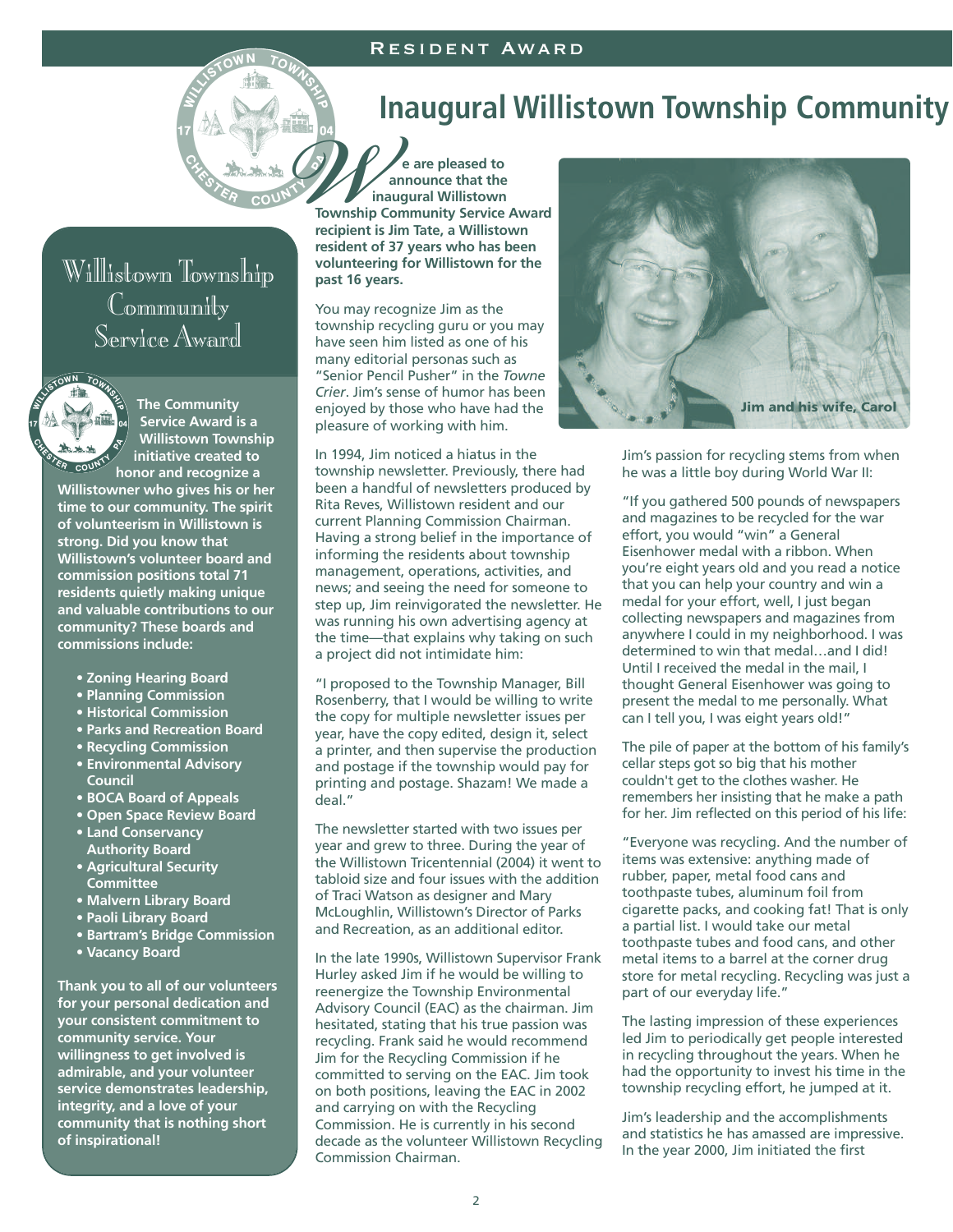# Inaugural Willistown Township Community

## Willistown Township Community Service Award

**The Community Service Award is a Willistown Township initiative created to honor and recognize a Willistowner who gives his or her time to our community. The spirit of volunteerism in Willistown is strong. Did you know that Willistown's volunteer board and commission positions total 71 residents quietly making unique and valuable contributions to our community? These boards and commissions include:**

- **Zoning Hearing Board**
- **Planning Commission**
- **Historical Commission**
- **Parks and Recreation Board**
- **Recycling Commission**
- **Environmental Advisory Council**
- **BOCA Board of Appeals**
- **Open Space Review Board**
- **Land Conservancy Authority Board**
- **Agricultural Security Committee**
- **Malvern Library Board**
- **Paoli Library Board**
- **Bartram's Bridge Commission**
- **Vacancy Board**

**Thank you to all of our volunteers for your personal dedication and your consistent commitment to community service. Your willingness to get involved is admirable, and your volunteer service demonstrates leadership, integrity, and a love of your community that is nothing short of inspirational!**

**We are pleased to announce that the inaugural Willistown Township Community Service Award recipient is Jim Tate, a Willistown resident of 37 years who has been volunteering for Willistown for the past 16 years.**

You may recognize Jim as the township recycling guru or you may have seen him listed as one of his many editorial personas such as "Senior Pencil Pusher" in the *Towne Crier*. Jim's sense of humor has been enjoyed by those who have had the pleasure of working with him.

In 1994, Jim noticed a hiatus in the township newsletter. Previously, there had been a handful of newsletters produced by Rita Reves, Willistown resident and our current Planning Commission Chairman. Having a strong belief in the importance of informing the residents about township management, operations, activities, and news; and seeing the need for someone to step up, Jim reinvigorated the newsletter. He was running his own advertising agency at the time—that explains why taking on such a project did not intimidate him:

"I proposed to the Township Manager, Bill Rosenberry, that I would be willing to write the copy for multiple newsletter issues per year, have the copy edited, design it, select a printer, and then supervise the production and postage if the township would pay for printing and postage. Shazam! We made a deal."

The newsletter started with two issues per year and grew to three. During the year of the Willistown Tricentennial (2004) it went to tabloid size and four issues with the addition of Traci Watson as designer and Mary McLoughlin, Willistown's Director of Parks and Recreation, as an additional editor.

In the late 1990s, Willistown Supervisor Frank Hurley asked Jim if he would be willing to reenergize the Township Environmental Advisory Council (EAC) as the chairman. Jim hesitated, stating that his true passion was recycling. Frank said he would recommend Jim for the Recycling Commission if he committed to serving on the EAC. Jim took on both positions, leaving the EAC in 2002 and carrying on with the Recycling Commission. He is currently in his second decade as the volunteer Willistown Recycling Commission Chairman.

**Jim and his wife, Carol**

Jim's passion for recycling stems from when he was a little boy during World War II:

"If you gathered 500 pounds of newspapers and magazines to be recycled for the war effort, you would "win" a General Eisenhower medal with a ribbon. When you're eight years old and you read a notice that you can help your country and win a medal for your effort, well, I just began collecting newspapers and magazines from anywhere I could in my neighborhood. I was determined to win that medal…and I did! Until I received the medal in the mail, I thought General Eisenhower was going to present the medal to me personally. What can I tell you, I was eight years old!"

The pile of paper at the bottom of his family's cellar steps got so big that his mother couldn't get to the clothes washer. He remembers her insisting that he make a path for her. Jim reflected on this period of his life:

"Everyone was recycling. And the number of items was extensive: anything made of rubber, paper, metal food cans and toothpaste tubes, aluminum foil from cigarette packs, and cooking fat! That is only a partial list. I would take our metal toothpaste tubes and food cans, and other metal items to a barrel at the corner drug store for metal recycling. Recycling was just a part of our everyday life."

The lasting impression of these experiences led Jim to periodically get people interested in recycling throughout the years. When he had the opportunity to invest his time in the township recycling effort, he jumped at it.

Jim's leadership and the accomplishments and statistics he has amassed are impressive. In the year 2000, Jim initiated the first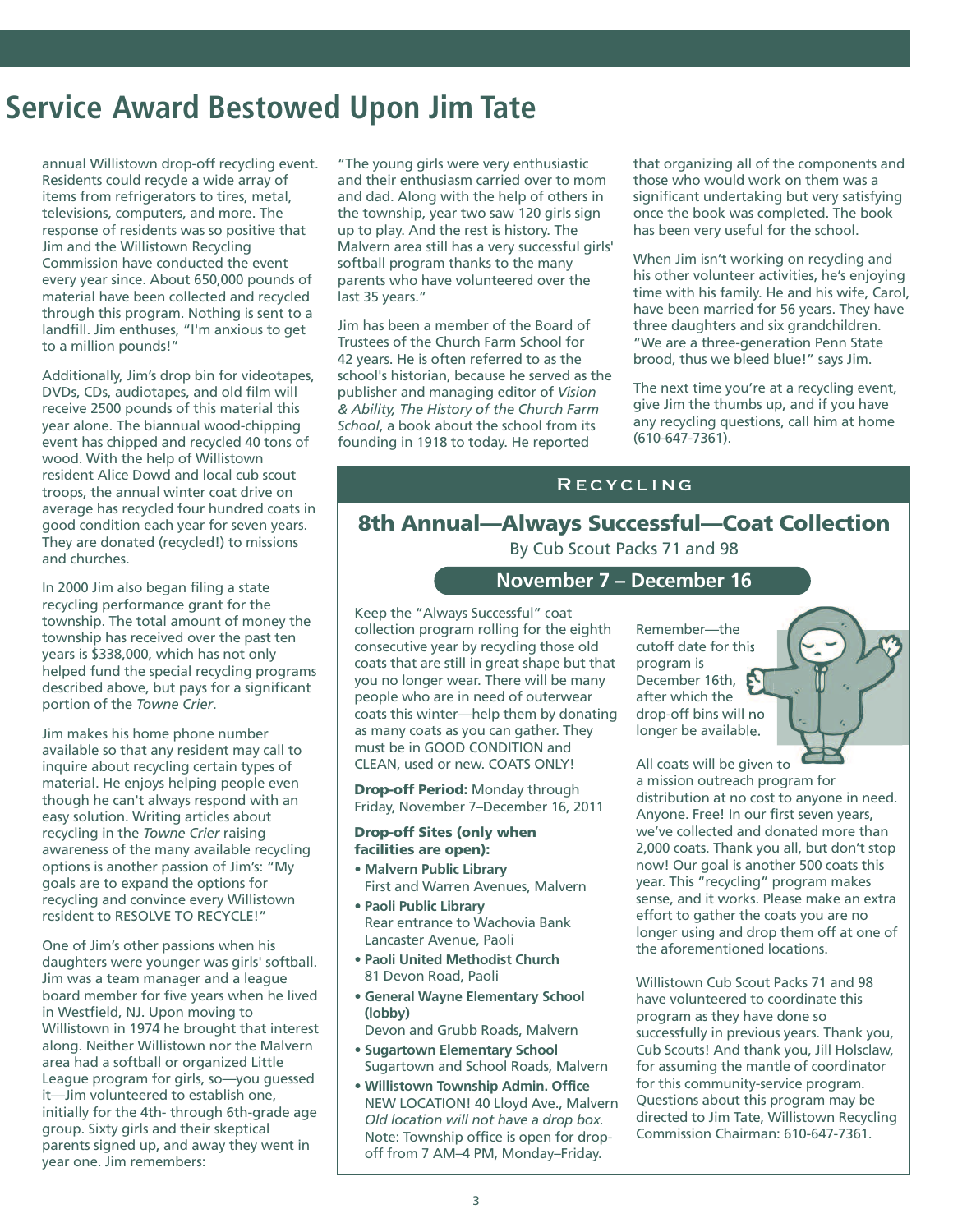# Service Award Bestowed Upon Jim Tate

annual Willistown drop-off recycling event. Residents could recycle a wide array of items from refrigerators to tires, metal, televisions, computers, and more. The response of residents was so positive that Jim and the Willistown Recycling Commission have conducted the event every year since. About 650,000 pounds of material have been collected and recycled through this program. Nothing is sent to a landfill. Jim enthuses, "I'm anxious to get to a million pounds!"

Additionally, Jim's drop bin for videotapes, DVDs, CDs, audiotapes, and old film will receive 2500 pounds of this material this year alone. The biannual wood-chipping event has chipped and recycled 40 tons of wood. With the help of Willistown resident Alice Dowd and local cub scout troops, the annual winter coat drive on average has recycled four hundred coats in good condition each year for seven years. They are donated (recycled!) to missions and churches.

In 2000 Jim also began filing a state recycling performance grant for the township. The total amount of money the township has received over the past ten years is $338,000, which has not only helped fund the special recycling programs described above, but pays for a significant portion of the *Towne Crier*.

Jim makes his home phone number available so that any resident may call to inquire about recycling certain types of material. He enjoys helping people even though he can't always respond with an easy solution. Writing articles about recycling in the *Towne Crier* raising awareness of the many available recycling options is another passion of Jim's: "My goals are to expand the options for recycling and convince every Willistown resident to RESOLVE TO RECYCLE!"

One of Jim's other passions when his daughters were younger was girls' softball. Jim was a team manager and a league board member for five years when he lived in Westfield, NJ. Upon moving to Willistown in 1974 he brought that interest along. Neither Willistown nor the Malvern area had a softball or organized Little League program for girls, so—you guessed it—Jim volunteered to establish one, initially for the 4th- through 6th-grade age group. Sixty girls and their skeptical parents signed up, and away they went in year one. Jim remembers:

"The young girls were very enthusiastic and their enthusiasm carried over to mom and dad. Along with the help of others in the township, year two saw 120 girls sign up to play. And the rest is history. The Malvern area still has a very successful girls' softball program thanks to the many parents who have volunteered over the last 35 years."

Jim has been a member of the Board of Trustees of the Church Farm School for 42 years. He is often referred to as the school's historian, because he served as the publisher and managing editor of *Vision & Ability, The History of the Church Farm School*, a book about the school from its founding in 1918 to today. He reported that organizing all of the components and those who would work on them was a significant undertaking but very satisfying once the book was completed. The book has been very useful for the school.

When Jim isn't working on recycling and his other volunteer activities, he's enjoying time with his family. He and his wife, Carol, have been married for 56 years. They have three daughters and six grandchildren. "We are a three-generation Penn State brood, thus we bleed blue!" says Jim.

The next time you're at a recycling event, give Jim the thumbs up, and if you have any recycling questions, call him at home (610-647-7361).

## Recycling

## 8th Annual—Always Successful—Coat Collection

By Cub Scout Packs 71 and 98

### November 7 – December 16

Keep the "Always Successful" coat collection program rolling for the eighth consecutive year by recycling those old coats that are still in great shape but that you no longer wear. There will be many people who are in need of outerwear coats this winter—help them by donating as many coats as you can gather. They must be in GOOD CONDITION and CLEAN, used or new. COATS ONLY!

**Drop-off Period:** Monday through Friday, November 7–December 16, 2011

**Drop-off Sites (only when facilities are open):**

- **Malvern Public Library**
  First and Warren Avenues, Malvern
- **Paoli Public Library**
  Rear entrance to Wachovia Bank
  Lancaster Avenue, Paoli
- **Paoli United Methodist Church**
  81 Devon Road, Paoli
- **General Wayne Elementary School (lobby)**
  Devon and Grubb Roads, Malvern
- **Sugartown Elementary School**
  Sugartown and School Roads, Malvern
- **Willistown Township Admin. Office**
  NEW LOCATION! 40 Lloyd Ave., Malvern
  *Old location will not have a drop box.*
  Note: Township office is open for drop-off from 7 AM–4 PM, Monday–Friday.

Remember—the cutoff date for this program is December 16th, after which the drop-off bins will no longer be available.

All coats will be given to a mission outreach program for distribution at no cost to anyone in need. Anyone. Free! In our first seven years, we've collected and donated more than 2,000 coats. Thank you all, but don't stop now! Our goal is another 500 coats this year. This "recycling" program makes sense, and it works. Please make an extra effort to gather the coats you are no longer using and drop them off at one of the aforementioned locations.

Willistown Cub Scout Packs 71 and 98 have volunteered to coordinate this program as they have done so successfully in previous years. Thank you, Cub Scouts! And thank you, Jill Holsclaw, for assuming the mantle of coordinator for this community-service program. Questions about this program may be directed to Jim Tate, Willistown Recycling Commission Chairman: 610-647-7361.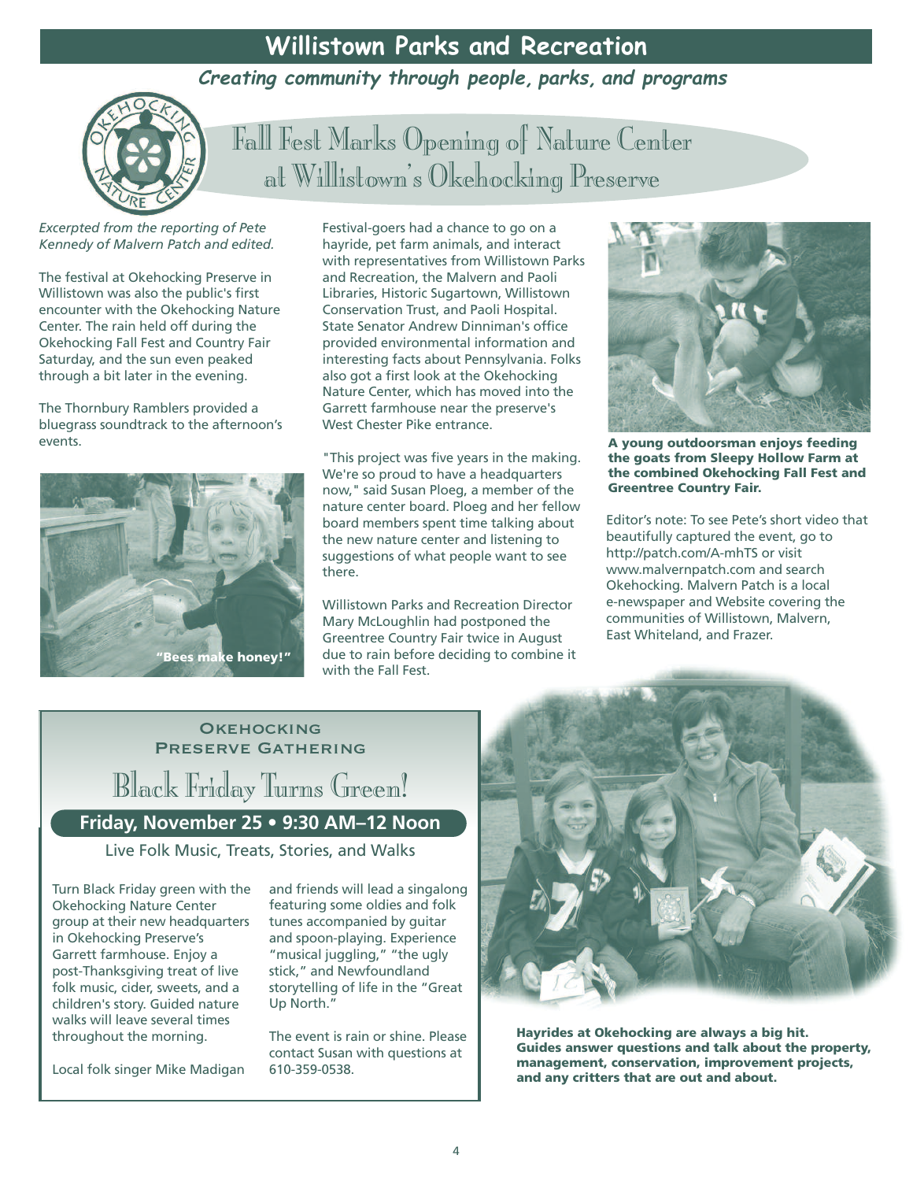# Willistown Parks and Recreation

*Creating community through people, parks, and programs*

## Fall Fest Marks Opening of Nature Center at Willistown's Okehocking Preserve

*Excerpted from the reporting of Pete Kennedy of Malvern Patch and edited.*

The festival at Okehocking Preserve in Willistown was also the public's first encounter with the Okehocking Nature Center. The rain held off during the Okehocking Fall Fest and Country Fair Saturday, and the sun even peaked through a bit later in the evening.

The Thornbury Ramblers provided a bluegrass soundtrack to the afternoon's events.

"Bees make honey!"

Festival-goers had a chance to go on a hayride, pet farm animals, and interact with representatives from Willistown Parks and Recreation, the Malvern and Paoli Libraries, Historic Sugartown, Willistown Conservation Trust, and Paoli Hospital. State Senator Andrew Dinniman's office provided environmental information and interesting facts about Pennsylvania. Folks also got a first look at the Okehocking Nature Center, which has moved into the Garrett farmhouse near the preserve's West Chester Pike entrance.

"This project was five years in the making. We're so proud to have a headquarters now," said Susan Ploeg, a member of the nature center board. Ploeg and her fellow board members spent time talking about the new nature center and listening to suggestions of what people want to see there.

Willistown Parks and Recreation Director Mary McLoughlin had postponed the Greentree Country Fair twice in August due to rain before deciding to combine it with the Fall Fest.

**A young outdoorsman enjoys feeding the goats from Sleepy Hollow Farm at the combined Okehocking Fall Fest and Greentree Country Fair.**

Editor's note: To see Pete's short video that beautifully captured the event, go to http://patch.com/A-mhTS or visit www.malvernpatch.com and search Okehocking. Malvern Patch is a local e-newspaper and Website covering the communities of Willistown, Malvern, East Whiteland, and Frazer.

### Okehocking Preserve Gathering

## Black Friday Turns Green!

**Friday, November 25 • 9:30 AM–12 Noon**

Live Folk Music, Treats, Stories, and Walks

Turn Black Friday green with the Okehocking Nature Center group at their new headquarters in Okehocking Preserve's Garrett farmhouse. Enjoy a post-Thanksgiving treat of live folk music, cider, sweets, and a children's story. Guided nature walks will leave several times throughout the morning.

Local folk singer Mike Madigan and friends will lead a singalong featuring some oldies and folk tunes accompanied by guitar and spoon-playing. Experience "musical juggling," "the ugly stick," and Newfoundland storytelling of life in the "Great Up North."

The event is rain or shine. Please contact Susan with questions at 610-359-0538.

**Hayrides at Okehocking are always a big hit. Guides answer questions and talk about the property, management, conservation, improvement projects, and any critters that are out and about.**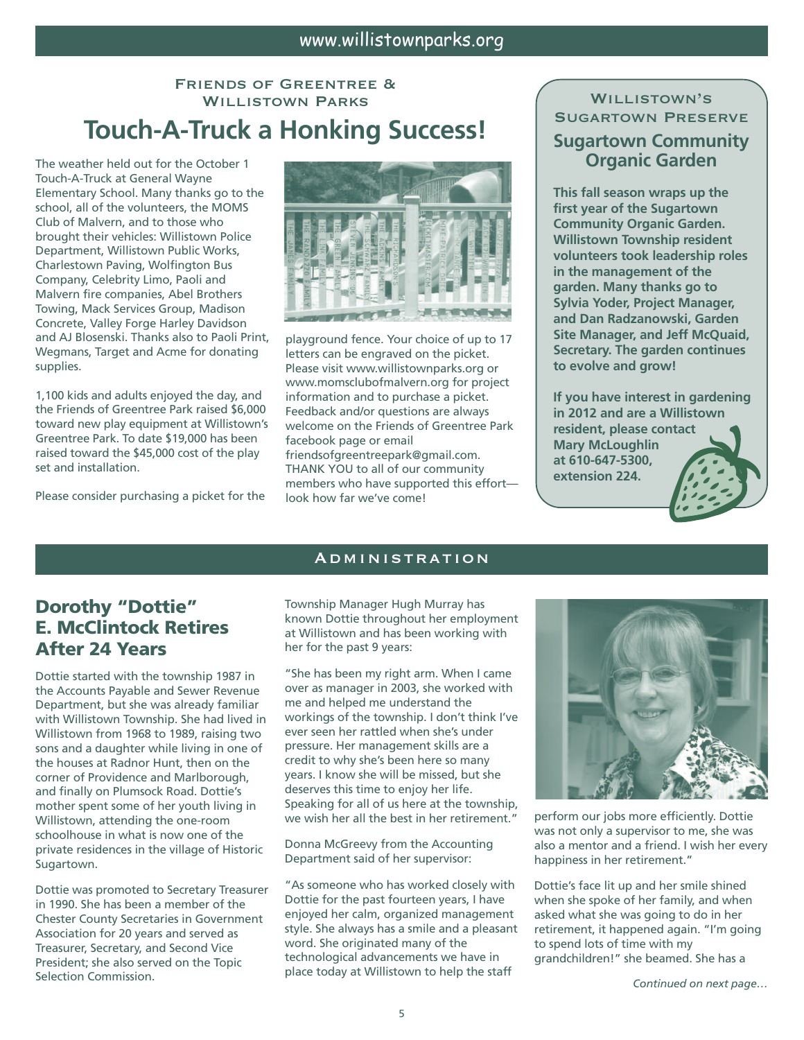## Friends of Greentree & Willistown Parks

# Touch-A-Truck a Honking Success!

The weather held out for the October 1 Touch-A-Truck at General Wayne Elementary School. Many thanks go to the school, all of the volunteers, the MOMS Club of Malvern, and to those who brought their vehicles: Willistown Police Department, Willistown Public Works, Charlestown Paving, Wolfington Bus Company, Celebrity Limo, Paoli and Malvern fire companies, Abel Brothers Towing, Mack Services Group, Madison Concrete, Valley Forge Harley Davidson and AJ Blosenski. Thanks also to Paoli Print, Wegmans, Target and Acme for donating supplies.

1,100 kids and adults enjoyed the day, and the Friends of Greentree Park raised $6,000 toward new play equipment at Willistown's Greentree Park. To date $19,000 has been raised toward the $45,000 cost of the play set and installation.

Please consider purchasing a picket for the playground fence. Your choice of up to 17 letters can be engraved on the picket. Please visit www.willistownparks.org or www.momsclubofmalvern.org for project information and to purchase a picket. Feedback and/or questions are always welcome on the Friends of Greentree Park facebook page or email friendsofgreentreepark@gmail.com. THANK YOU to all of our community members who have supported this effort—look how far we've come!

## Willistown's Sugartown Preserve

### Sugartown Community Organic Garden

**This fall season wraps up the first year of the Sugartown Community Organic Garden. Willistown Township resident volunteers took leadership roles in the management of the garden. Many thanks go to Sylvia Yoder, Project Manager, and Dan Radzanowski, Garden Site Manager, and Jeff McQuaid, Secretary. The garden continues to evolve and grow!**

**If you have interest in gardening in 2012 and are a Willistown resident, please contact Mary McLoughlin at 610-647-5300, extension 224.**

## Administration

### Dorothy "Dottie" E. McClintock Retires After 24 Years

Dottie started with the township 1987 in the Accounts Payable and Sewer Revenue Department, but she was already familiar with Willistown Township. She had lived in Willistown from 1968 to 1989, raising two sons and a daughter while living in one of the houses at Radnor Hunt, then on the corner of Providence and Marlborough, and finally on Plumsock Road. Dottie's mother spent some of her youth living in Willistown, attending the one-room schoolhouse in what is now one of the private residences in the village of Historic Sugartown.

Dottie was promoted to Secretary Treasurer in 1990. She has been a member of the Chester County Secretaries in Government Association for 20 years and served as Treasurer, Secretary, and Second Vice President; she also served on the Topic Selection Commission.

Township Manager Hugh Murray has known Dottie throughout her employment at Willistown and has been working with her for the past 9 years:

"She has been my right arm. When I came over as manager in 2003, she worked with me and helped me understand the workings of the township. I don't think I've ever seen her rattled when she's under pressure. Her management skills are a credit to why she's been here so many years. I know she will be missed, but she deserves this time to enjoy her life. Speaking for all of us here at the township, we wish her all the best in her retirement."

Donna McGreevy from the Accounting Department said of her supervisor:

"As someone who has worked closely with Dottie for the past fourteen years, I have enjoyed her calm, organized management style. She always has a smile and a pleasant word. She originated many of the technological advancements we have in place today at Willistown to help the staff perform our jobs more efficiently. Dottie was not only a supervisor to me, she was also a mentor and a friend. I wish her every happiness in her retirement."

Dottie's face lit up and her smile shined when she spoke of her family, and when asked what she was going to do in her retirement, it happened again. "I'm going to spend lots of time with my grandchildren!" she beamed. She has a

*Continued on next page…*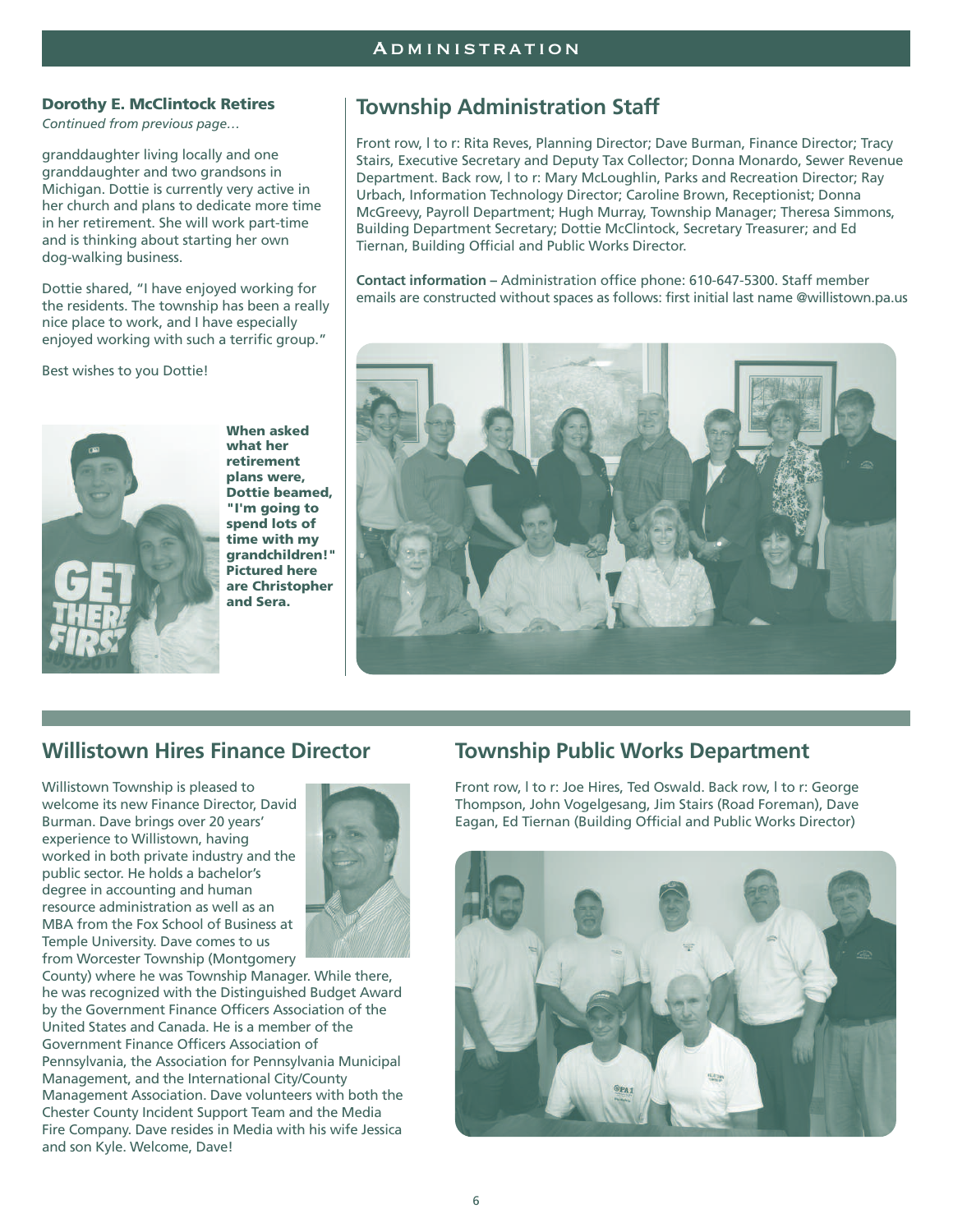## Dorothy E. McClintock Retires

*Continued from previous page…*

granddaughter living locally and one granddaughter and two grandsons in Michigan. Dottie is currently very active in her church and plans to dedicate more time in her retirement. She will work part-time and is thinking about starting her own dog-walking business.

Dottie shared, "I have enjoyed working for the residents. The township has been a really nice place to work, and I have especially enjoyed working with such a terrific group."

Best wishes to you Dottie!

**When asked what her retirement plans were, Dottie beamed, "I'm going to spend lots of time with my grandchildren!" Pictured here are Christopher and Sera.**

## Township Administration Staff

Front row, l to r: Rita Reves, Planning Director; Dave Burman, Finance Director; Tracy Stairs, Executive Secretary and Deputy Tax Collector; Donna Monardo, Sewer Revenue Department. Back row, l to r: Mary McLoughlin, Parks and Recreation Director; Ray Urbach, Information Technology Director; Caroline Brown, Receptionist; Donna McGreevy, Payroll Department; Hugh Murray, Township Manager; Theresa Simmons, Building Department Secretary; Dottie McClintock, Secretary Treasurer; and Ed Tiernan, Building Official and Public Works Director.

**Contact information** – Administration office phone: 610-647-5300. Staff member emails are constructed without spaces as follows: first initial last name @willistown.pa.us

## Willistown Hires Finance Director

Willistown Township is pleased to welcome its new Finance Director, David Burman. Dave brings over 20 years' experience to Willistown, having worked in both private industry and the public sector. He holds a bachelor's degree in accounting and human resource administration as well as an MBA from the Fox School of Business at Temple University. Dave comes to us from Worcester Township (Montgomery County) where he was Township Manager. While there, he was recognized with the Distinguished Budget Award by the Government Finance Officers Association of the United States and Canada. He is a member of the Government Finance Officers Association of Pennsylvania, the Association for Pennsylvania Municipal Management, and the International City/County Management Association. Dave volunteers with both the Chester County Incident Support Team and the Media Fire Company. Dave resides in Media with his wife Jessica and son Kyle. Welcome, Dave!

## Township Public Works Department

Front row, l to r: Joe Hires, Ted Oswald. Back row, l to r: George Thompson, John Vogelgesang, Jim Stairs (Road Foreman), Dave Eagan, Ed Tiernan (Building Official and Public Works Director)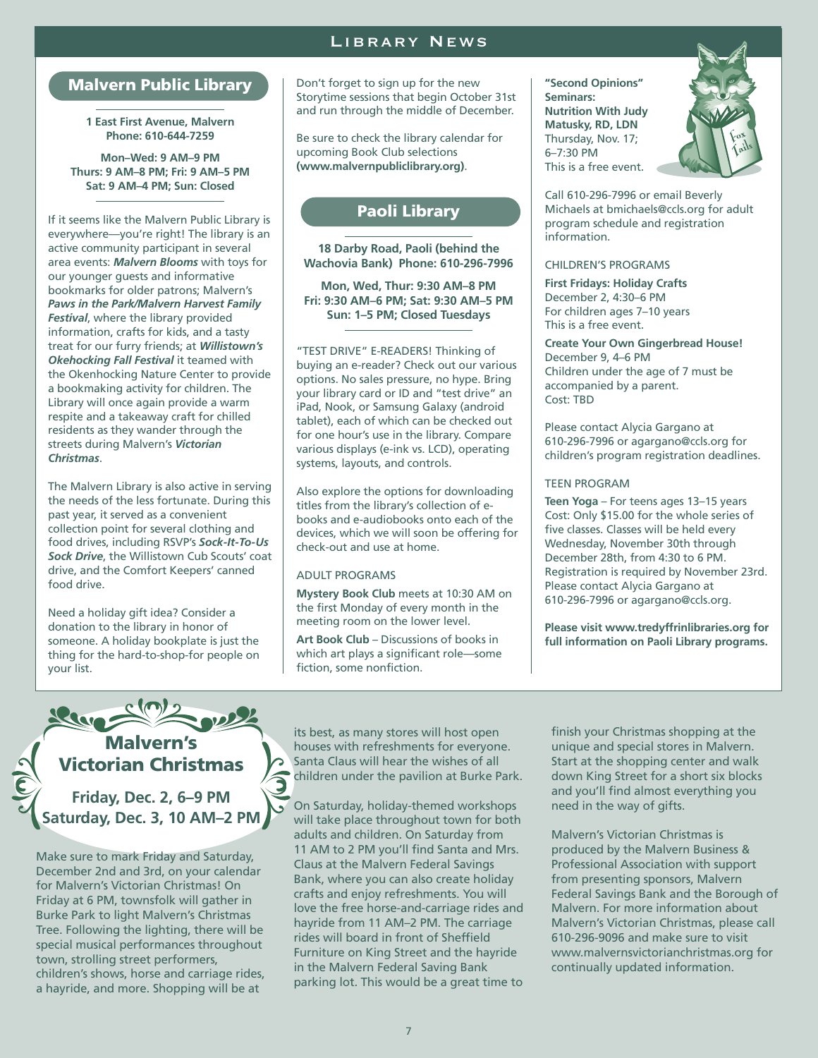# Library News

## Malvern Public Library

**1 East First Avenue, Malvern**
**Phone: 610-644-7259**

**Mon–Wed: 9 AM–9 PM**
**Thurs: 9 AM–8 PM; Fri: 9 AM–5 PM**
**Sat: 9 AM–4 PM; Sun: Closed**

If it seems like the Malvern Public Library is everywhere—you're right! The library is an active community participant in several area events: ***Malvern Blooms*** with toys for our younger guests and informative bookmarks for older patrons; Malvern's ***Paws in the Park/Malvern Harvest Family Festival***, where the library provided information, crafts for kids, and a tasty treat for our furry friends; at ***Willistown's Okehocking Fall Festival*** it teamed with the Okenhocking Nature Center to provide a bookmaking activity for children. The Library will once again provide a warm respite and a takeaway craft for chilled residents as they wander through the streets during Malvern's ***Victorian Christmas***.

The Malvern Library is also active in serving the needs of the less fortunate. During this past year, it served as a convenient collection point for several clothing and food drives, including RSVP's ***Sock-It-To-Us Sock Drive***, the Willistown Cub Scouts' coat drive, and the Comfort Keepers' canned food drive.

Need a holiday gift idea? Consider a donation to the library in honor of someone. A holiday bookplate is just the thing for the hard-to-shop-for people on your list.

Don't forget to sign up for the new Storytime sessions that begin October 31st and run through the middle of December.

Be sure to check the library calendar for upcoming Book Club selections **(www.malvernpubliclibrary.org)**.

## Paoli Library

**18 Darby Road, Paoli (behind the Wachovia Bank) Phone: 610-296-7996**

**Mon, Wed, Thur: 9:30 AM–8 PM**
**Fri: 9:30 AM–6 PM; Sat: 9:30 AM–5 PM**
**Sun: 1–5 PM; Closed Tuesdays**

"TEST DRIVE" E-READERS! Thinking of buying an e-reader? Check out our various options. No sales pressure, no hype. Bring your library card or ID and "test drive" an iPad, Nook, or Samsung Galaxy (android tablet), each of which can be checked out for one hour's use in the library. Compare various displays (e-ink vs. LCD), operating systems, layouts, and controls.

Also explore the options for downloading titles from the library's collection of e-books and e-audiobooks onto each of the devices, which we will soon be offering for check-out and use at home.

### ADULT PROGRAMS

**Mystery Book Club** meets at 10:30 AM on the first Monday of every month in the meeting room on the lower level.

**Art Book Club** – Discussions of books in which art plays a significant role—some fiction, some nonfiction.

**"Second Opinions" Seminars: Nutrition With Judy Matusky, RD, LDN**
Thursday, Nov. 17; 6–7:30 PM
This is a free event.

Call 610-296-7996 or email Beverly Michaels at bmichaels@ccls.org for adult program schedule and registration information.

### CHILDREN'S PROGRAMS

**First Fridays: Holiday Crafts**
December 2, 4:30–6 PM
For children ages 7–10 years
This is a free event.

**Create Your Own Gingerbread House!**
December 9, 4–6 PM
Children under the age of 7 must be accompanied by a parent.
Cost: TBD

Please contact Alycia Gargano at 610-296-7996 or agargano@ccls.org for children's program registration deadlines.

### TEEN PROGRAM

**Teen Yoga** – For teens ages 13–15 years
Cost: Only $15.00 for the whole series of five classes. Classes will be held every Wednesday, November 30th through December 28th, from 4:30 to 6 PM. Registration is required by November 23rd. Please contact Alycia Gargano at 610-296-7996 or agargano@ccls.org.

**Please visit www.tredyffrinlibraries.org for full information on Paoli Library programs.**

## Malvern's Victorian Christmas

**Friday, Dec. 2, 6–9 PM**
**Saturday, Dec. 3, 10 AM–2 PM**

Make sure to mark Friday and Saturday, December 2nd and 3rd, on your calendar for Malvern's Victorian Christmas! On Friday at 6 PM, townsfolk will gather in Burke Park to light Malvern's Christmas Tree. Following the lighting, there will be special musical performances throughout town, strolling street performers, children's shows, horse and carriage rides, a hayride, and more. Shopping will be at its best, as many stores will host open houses with refreshments for everyone. Santa Claus will hear the wishes of all children under the pavilion at Burke Park.

On Saturday, holiday-themed workshops will take place throughout town for both adults and children. On Saturday from 11 AM to 2 PM you'll find Santa and Mrs. Claus at the Malvern Federal Savings Bank, where you can also create holiday crafts and enjoy refreshments. You will love the free horse-and-carriage rides and hayride from 11 AM–2 PM. The carriage rides will board in front of Sheffield Furniture on King Street and the hayride in the Malvern Federal Saving Bank parking lot. This would be a great time to finish your Christmas shopping at the unique and special stores in Malvern. Start at the shopping center and walk down King Street for a short six blocks and you'll find almost everything you need in the way of gifts.

Malvern's Victorian Christmas is produced by the Malvern Business & Professional Association with support from presenting sponsors, Malvern Federal Savings Bank and the Borough of Malvern. For more information about Malvern's Victorian Christmas, please call 610-296-9096 and make sure to visit www.malvernsvictorianchristmas.org for continually updated information.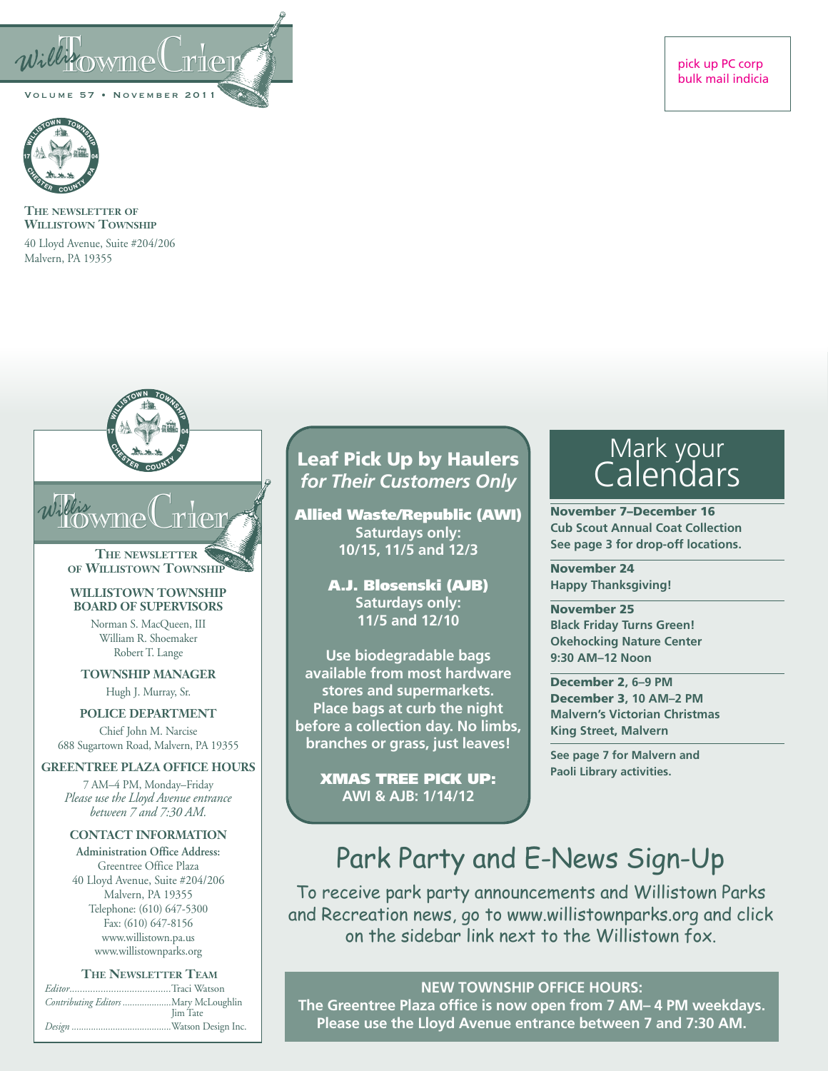# Willis Towne Crier

Volume 57 • November 2011

pick up PC corp
bulk mail indicia

**The Newsletter of Willistown Township**

40 Lloyd Avenue, Suite #204/206
Malvern, PA 19355

# Willis Towne Crier

**The Newsletter of Willistown Township**

**WILLISTOWN TOWNSHIP BOARD OF SUPERVISORS**

Norman S. MacQueen, III
William R. Shoemaker
Robert T. Lange

**TOWNSHIP MANAGER**

Hugh J. Murray, Sr.

**POLICE DEPARTMENT**

Chief John M. Narcise
688 Sugartown Road, Malvern, PA 19355

**GREENTREE PLAZA OFFICE HOURS**

7 AM–4 PM, Monday–Friday
*Please use the Lloyd Avenue entrance between 7 and 7:30 AM.*

**CONTACT INFORMATION**

**Administration Office Address:**
Greentree Office Plaza
40 Lloyd Avenue, Suite #204/206
Malvern, PA 19355
Telephone: (610) 647-5300
Fax: (610) 647-8156
www.willistown.pa.us
www.willistownparks.org

**The Newsletter Team**

*Editor*....................Traci Watson
*Contributing Editors*....................Mary McLoughlin, Jim Tate
*Design*....................Watson Design Inc.

## Leaf Pick Up by Haulers *for Their Customers Only*

**Allied Waste/Republic (AWI)**
**Saturdays only: 10/15, 11/5 and 12/3**

**A.J. Blosenski (AJB)**
**Saturdays only: 11/5 and 12/10**

**Use biodegradable bags available from most hardware stores and supermarkets. Place bags at curb the night before a collection day. No limbs, branches or grass, just leaves!**

**XMAS TREE PICK UP:**
**AWI & AJB: 1/14/12**

## Mark your Calendars

**November 7–December 16**
**Cub Scout Annual Coat Collection**
**See page 3 for drop-off locations.**

**November 24**
**Happy Thanksgiving!**

**November 25**
**Black Friday Turns Green!**
**Okehocking Nature Center**
**9:30 AM–12 Noon**

**December 2, 6–9 PM**
**December 3, 10 AM–2 PM**
**Malvern's Victorian Christmas**
**King Street, Malvern**

**See page 7 for Malvern and Paoli Library activities.**

## Park Party and E-News Sign-Up

To receive park party announcements and Willistown Parks and Recreation news, go to www.willistownparks.org and click on the sidebar link next to the Willistown fox.

**NEW TOWNSHIP OFFICE HOURS:**
**The Greentree Plaza office is now open from 7 AM– 4 PM weekdays. Please use the Lloyd Avenue entrance between 7 and 7:30 AM.**